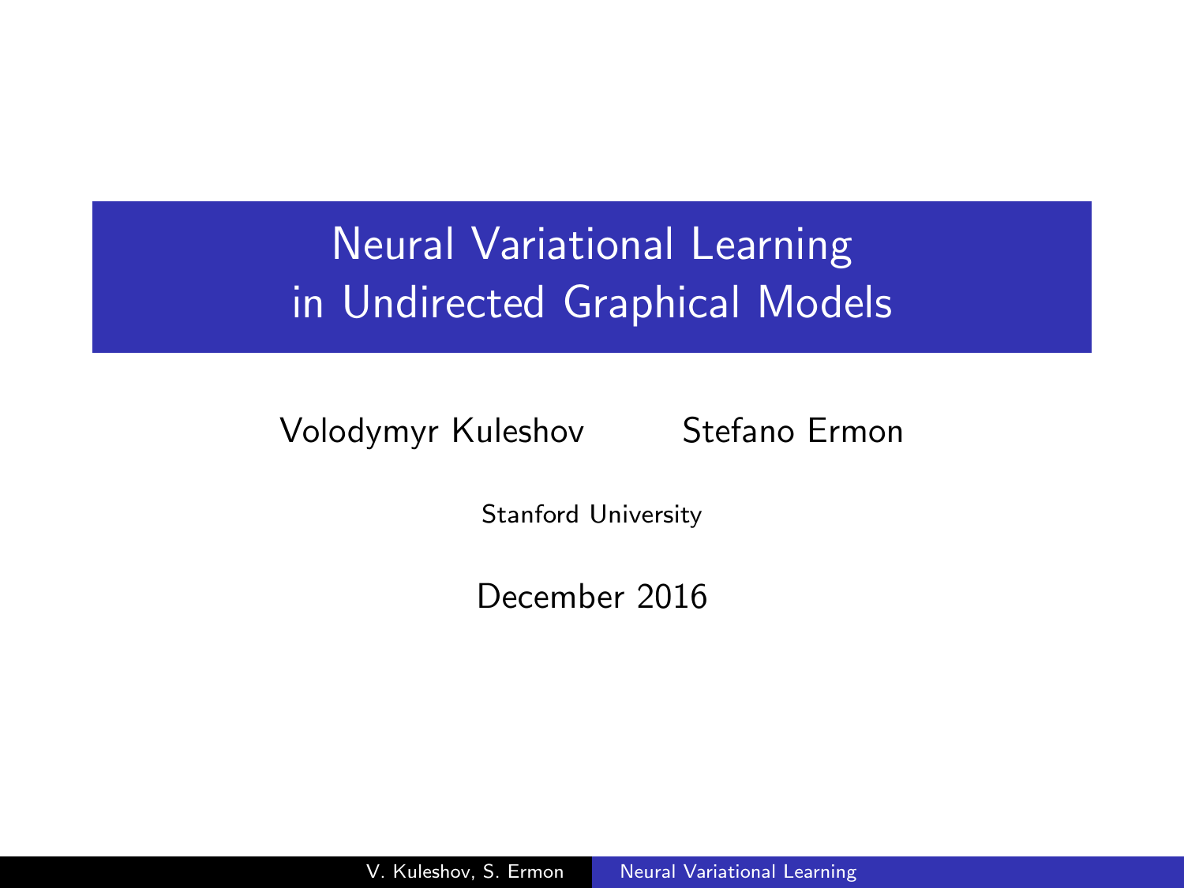# Neural Variational Learning in Undirected Graphical Models

Volodymyr Kuleshov    Stefano Ermon

Stanford University

December 2016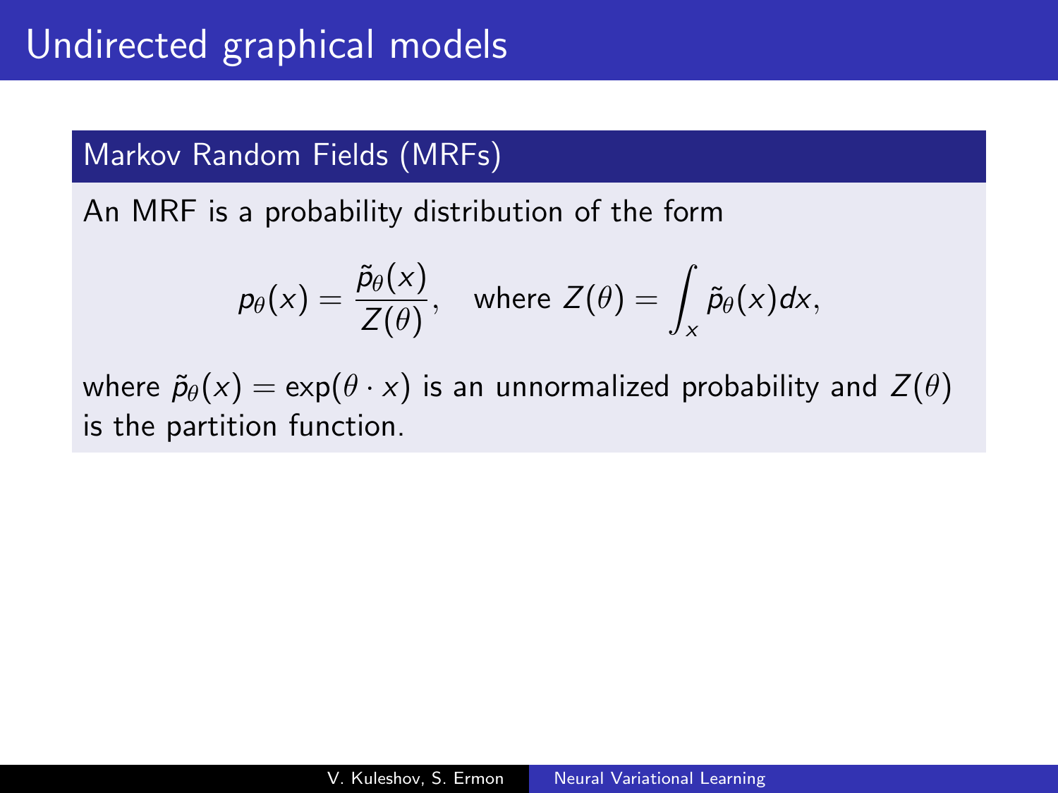# Undirected graphical models

## Markov Random Fields (MRFs)

An MRF is a probability distribution of the form

$$p_\theta(x) = \frac{\tilde{p}_\theta(x)}{Z(\theta)}, \quad \text{where } Z(\theta) = \int_x \tilde{p}_\theta(x) dx,$$

where $\tilde{p}_\theta(x) = \exp(\theta \cdot x)$ is an unnormalized probability and $Z(\theta)$ is the partition function.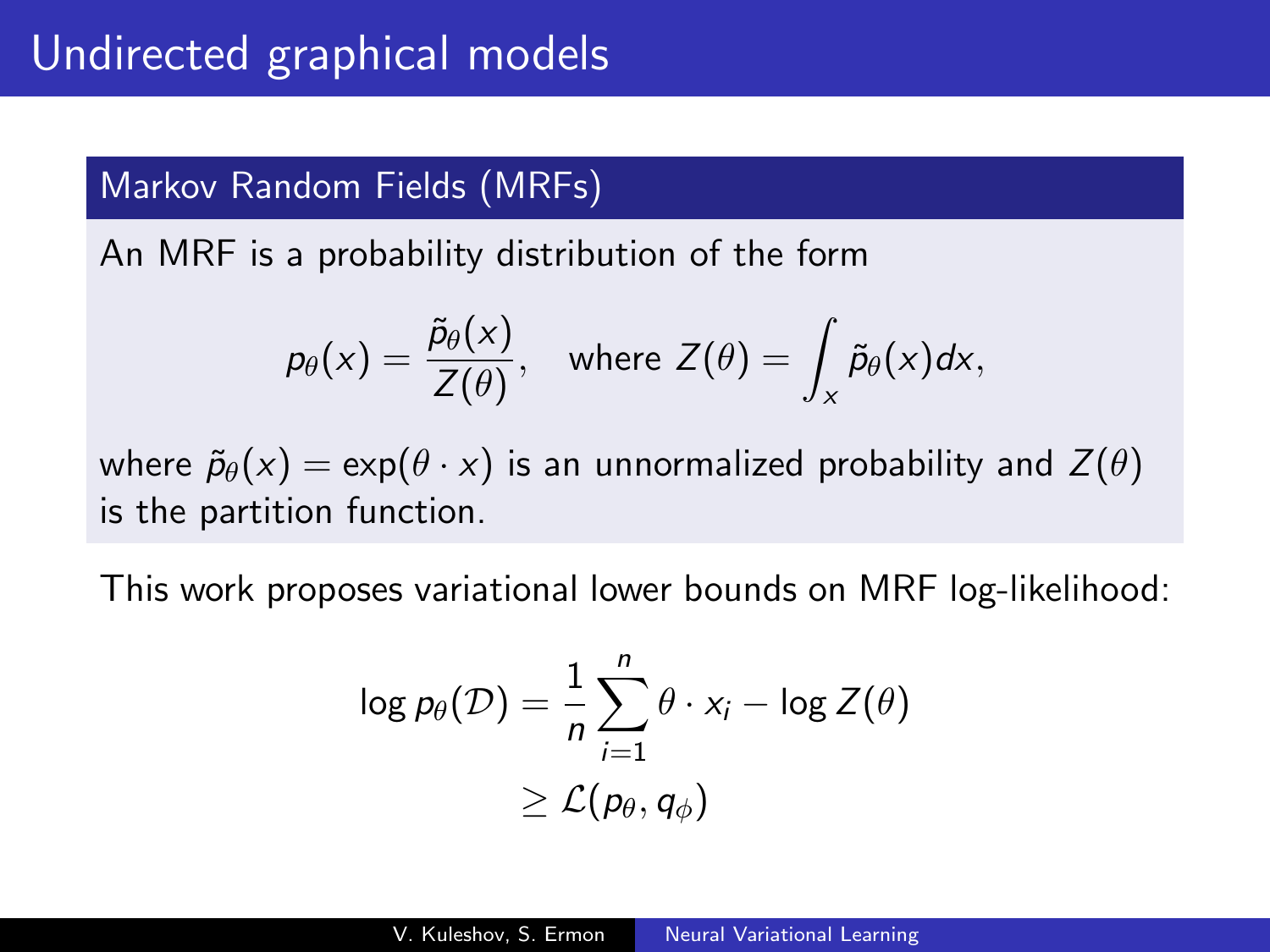# Undirected graphical models

## Markov Random Fields (MRFs)

An MRF is a probability distribution of the form

$$p_\theta(x) = \frac{\tilde{p}_\theta(x)}{Z(\theta)}, \quad \text{where } Z(\theta) = \int_x \tilde{p}_\theta(x) dx,$$

where $\tilde{p}_\theta(x) = \exp(\theta \cdot x)$ is an unnormalized probability and $Z(\theta)$ is the partition function.

This work proposes variational lower bounds on MRF log-likelihood:

$$\begin{aligned} \log p_\theta(\mathcal{D}) &= \frac{1}{n} \sum_{i=1}^{n} \theta \cdot x_i - \log Z(\theta) \\ &\geq \mathcal{L}(p_\theta, q_\phi) \end{aligned}$$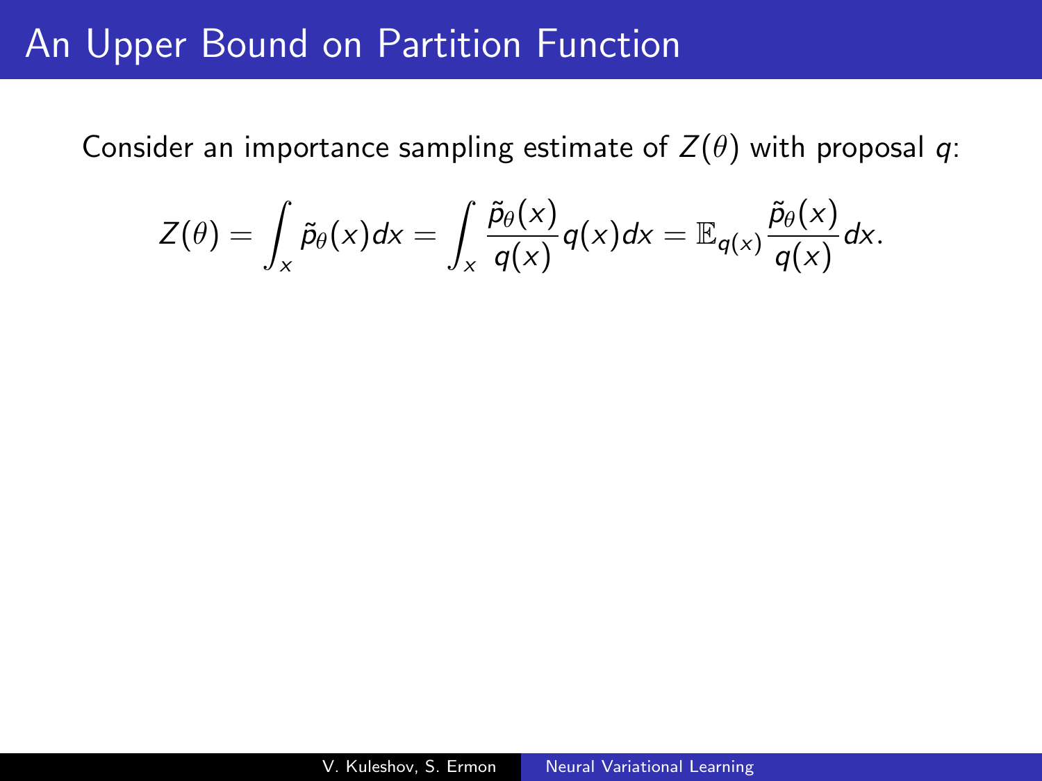# An Upper Bound on Partition Function

Consider an importance sampling estimate of $Z(\theta)$ with proposal $q$:

$$Z(\theta) = \int_x \tilde{p}_\theta(x) dx = \int_x \frac{\tilde{p}_\theta(x)}{q(x)} q(x) dx = \mathbb{E}_{q(x)} \frac{\tilde{p}_\theta(x)}{q(x)} dx.$$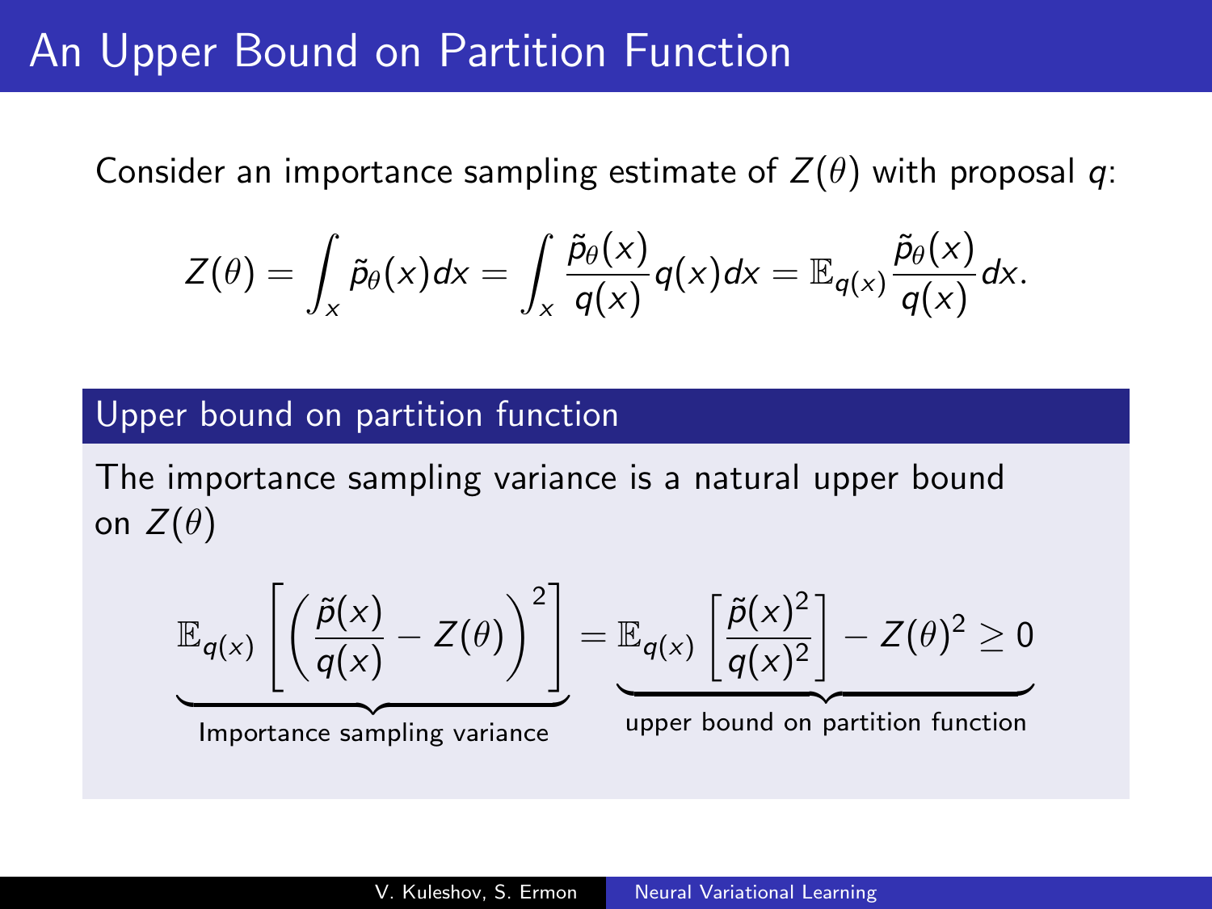# An Upper Bound on Partition Function

Consider an importance sampling estimate of $Z(\theta)$ with proposal $q$:

$$Z(\theta) = \int_x \tilde{p}_\theta(x)dx = \int_x \frac{\tilde{p}_\theta(x)}{q(x)} q(x)dx = \mathbb{E}_{q(x)} \frac{\tilde{p}_\theta(x)}{q(x)} dx.$$

## Upper bound on partition function

The importance sampling variance is a natural upper bound on $Z(\theta)$

$$\underbrace{\mathbb{E}_{q(x)} \left[ \left( \frac{\tilde{p}(x)}{q(x)} - Z(\theta) \right)^2 \right]}_{\text{Importance sampling variance}} = \underbrace{\mathbb{E}_{q(x)} \left[ \frac{\tilde{p}(x)^2}{q(x)^2} \right] - Z(\theta)^2 \geq 0}_{\text{upper bound on partition function}}$$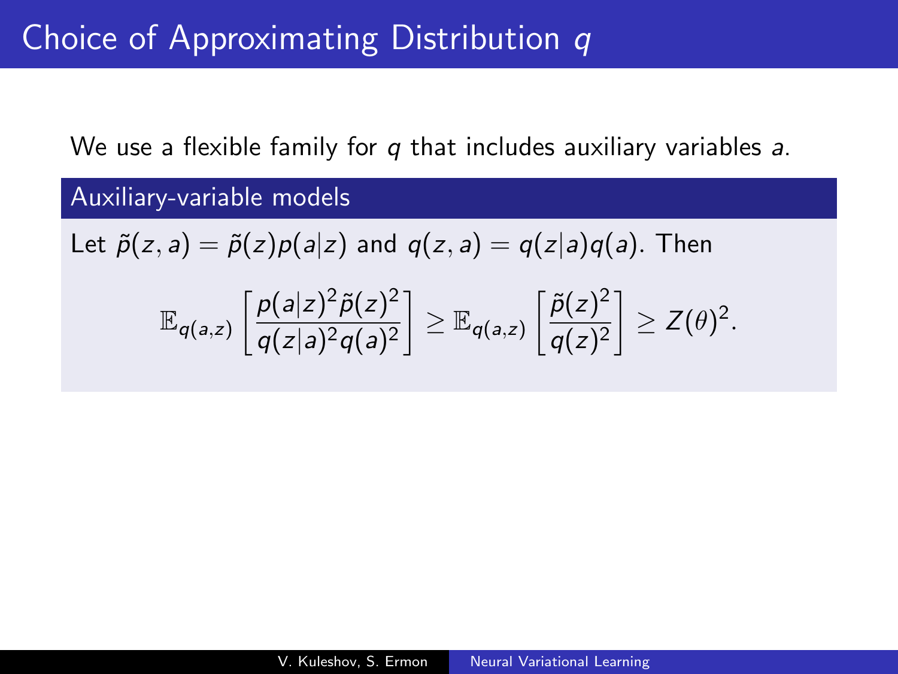# Choice of Approximating Distribution $q$

We use a flexible family for $q$ that includes auxiliary variables $a$.

## Auxiliary-variable models

Let $\tilde{p}(z, a) = \tilde{p}(z)p(a|z)$ and $q(z, a) = q(z|a)q(a)$. Then

$$\mathbb{E}_{q(a,z)} \left[ \frac{p(a|z)^2 \tilde{p}(z)^2}{q(z|a)^2 q(a)^2} \right] \geq \mathbb{E}_{q(a,z)} \left[ \frac{\tilde{p}(z)^2}{q(z)^2} \right] \geq Z(\theta)^2.$$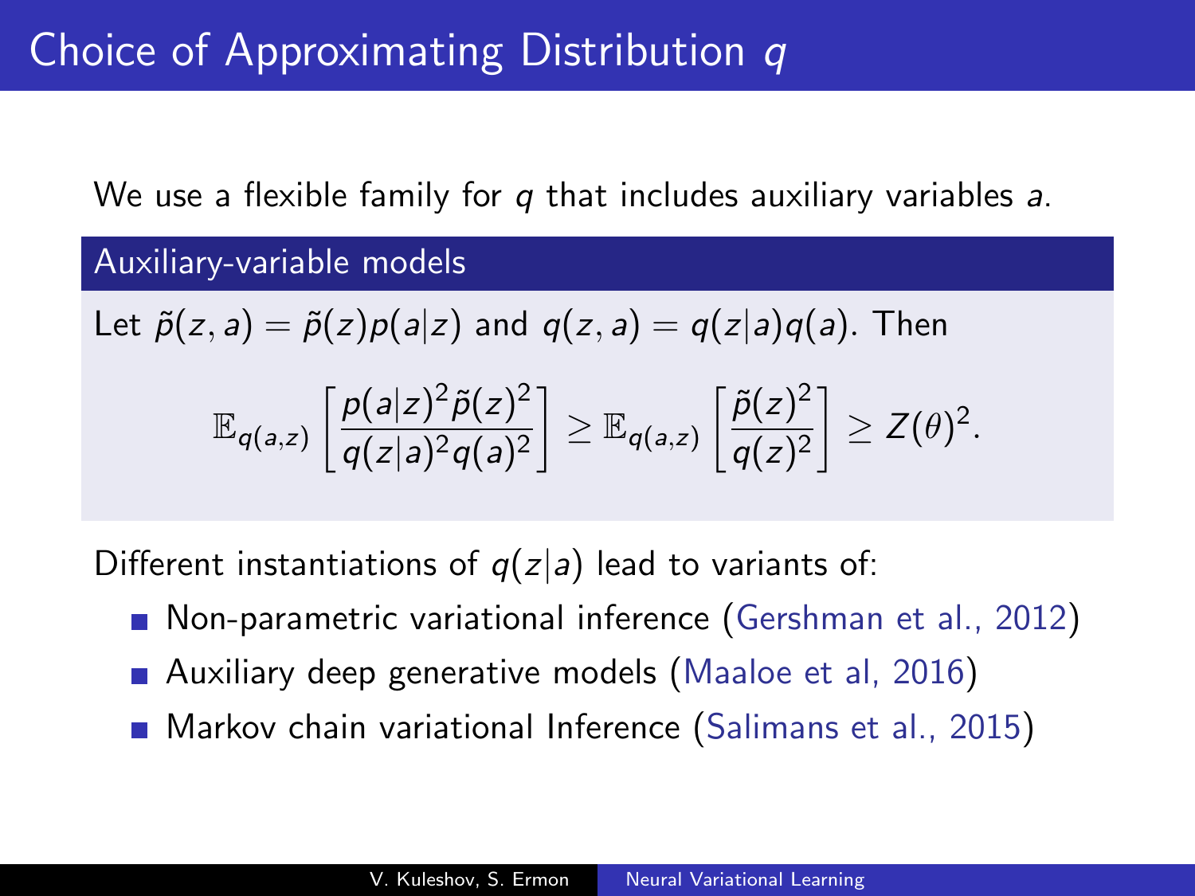# Choice of Approximating Distribution $q$

We use a flexible family for $q$ that includes auxiliary variables $a$.

### Auxiliary-variable models

Let $\tilde{p}(z, a) = \tilde{p}(z)p(a|z)$ and $q(z, a) = q(z|a)q(a)$. Then

$$\mathbb{E}_{q(a,z)} \left[ \frac{p(a|z)^2 \tilde{p}(z)^2}{q(z|a)^2 q(a)^2} \right] \geq \mathbb{E}_{q(a,z)} \left[ \frac{\tilde{p}(z)^2}{q(z)^2} \right] \geq Z(\theta)^2.$$

Different instantiations of $q(z|a)$ lead to variants of:

- Non-parametric variational inference (Gershman et al., 2012)
- Auxiliary deep generative models (Maaloe et al, 2016)
- Markov chain variational Inference (Salimans et al., 2015)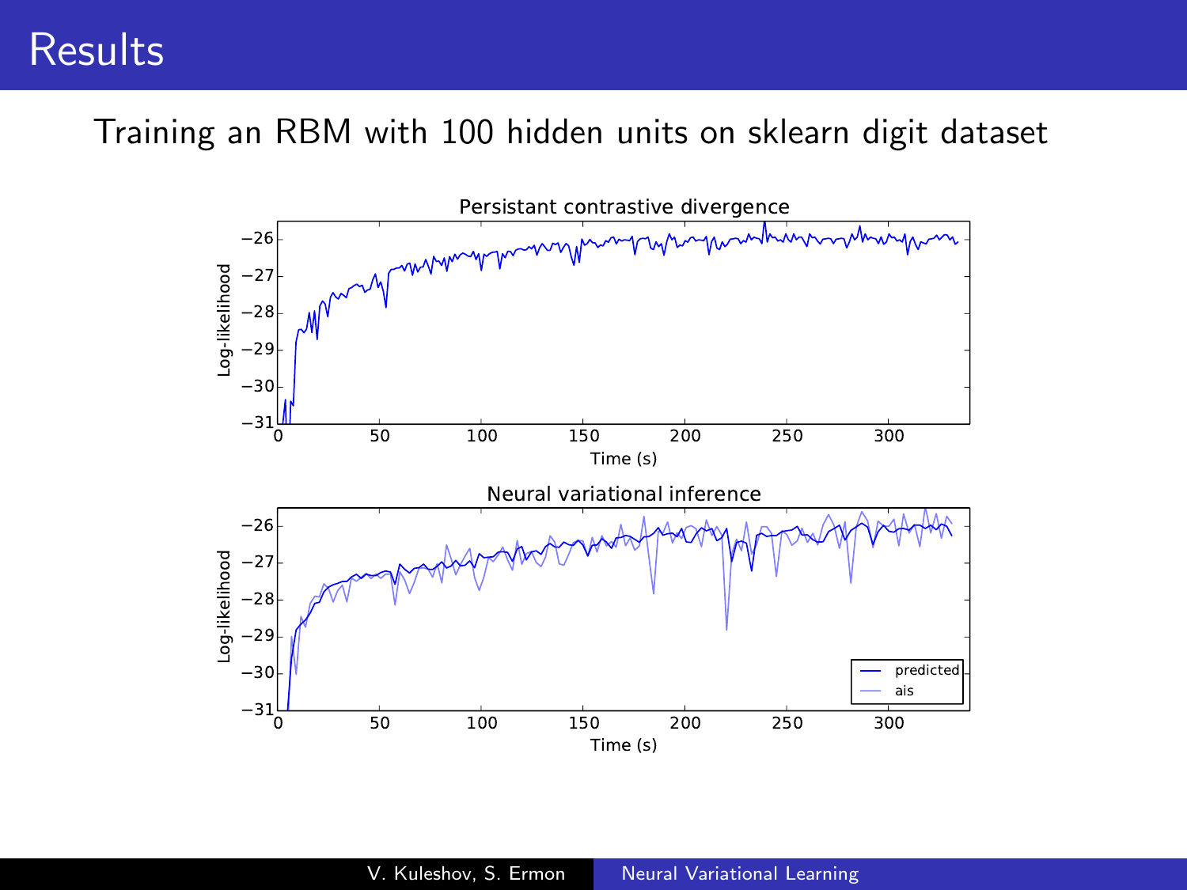# Results

Training an RBM with 100 hidden units on sklearn digit dataset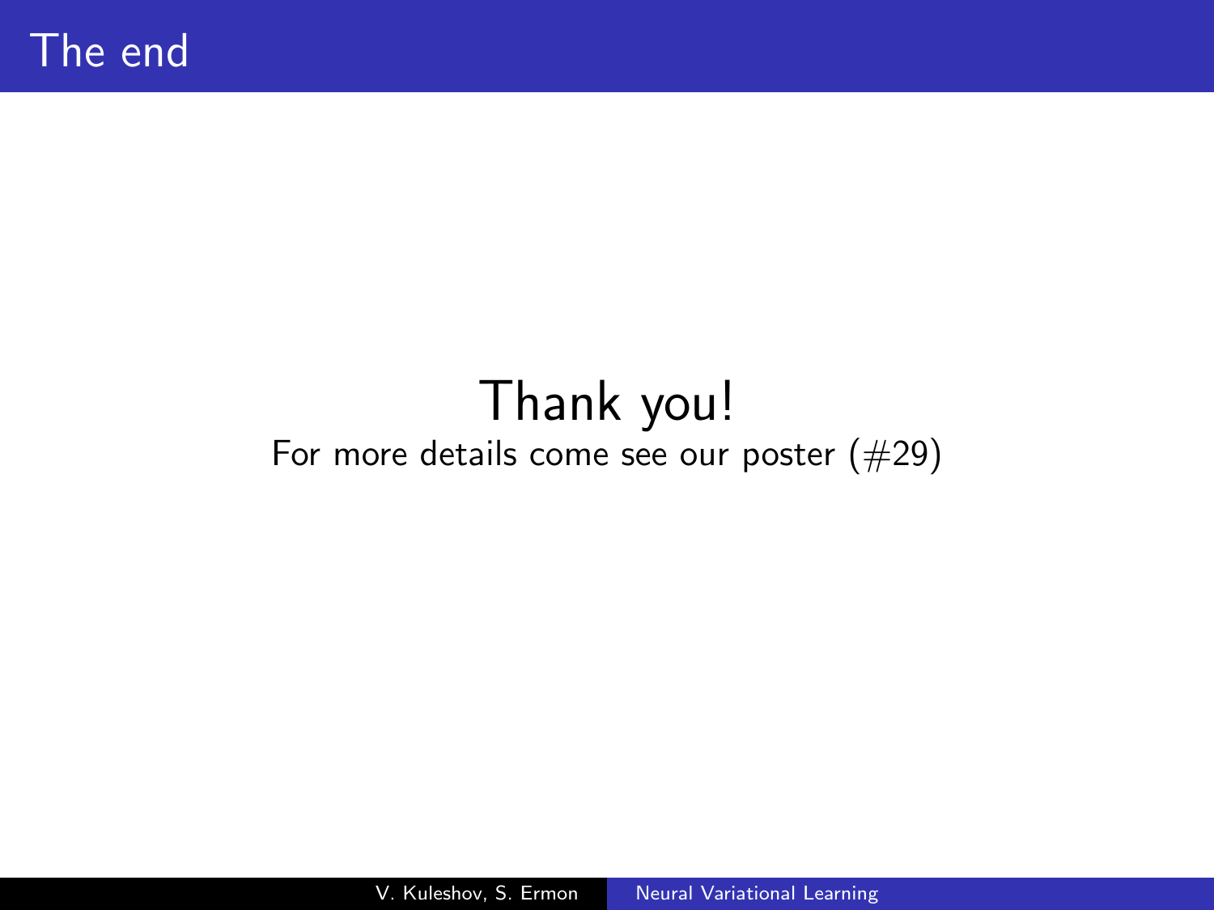# The end

Thank you!

For more details come see our poster (#29)